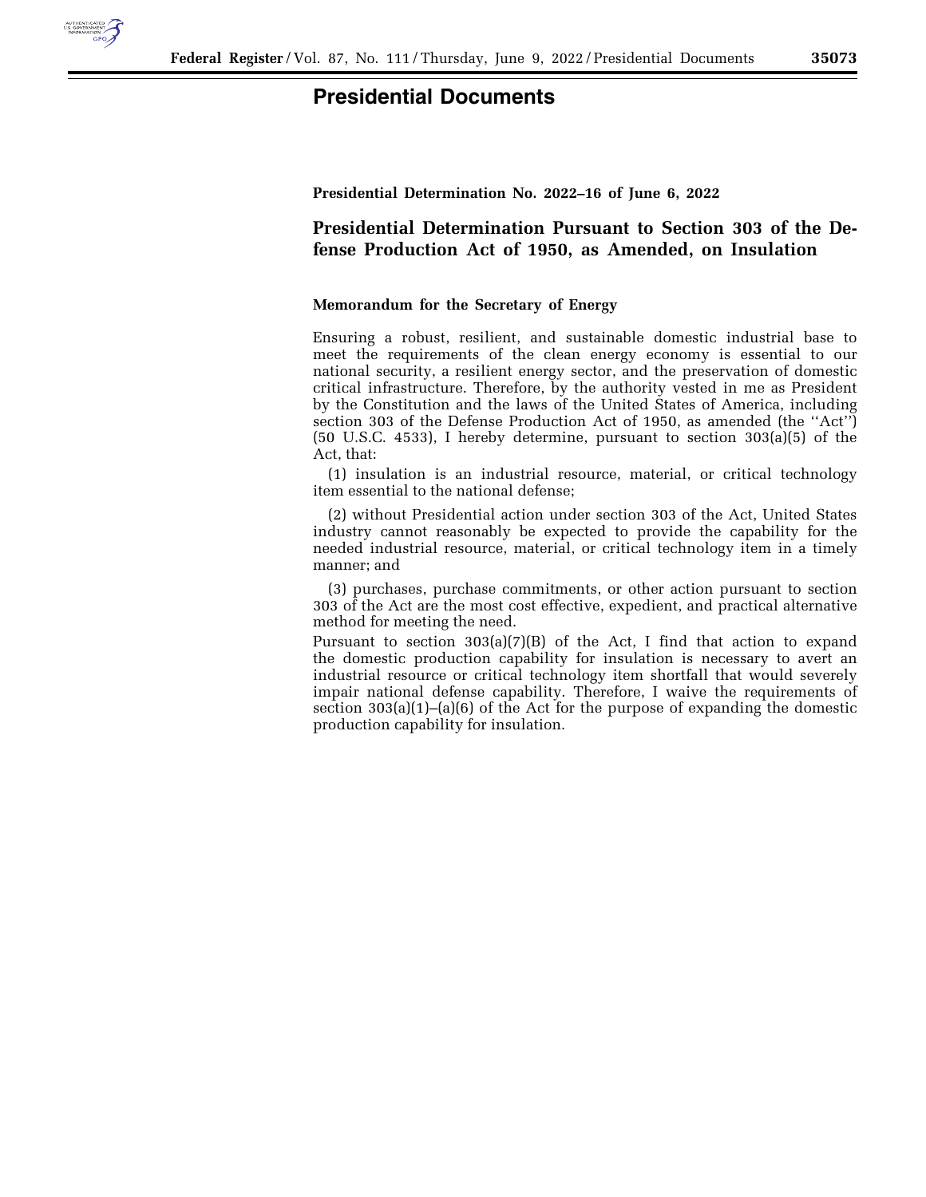# Presidential Documents

**Presidential Determination No. 2022–16 of June 6, 2022**

## Presidential Determination Pursuant to Section 303 of the Defense Production Act of 1950, as Amended, on Insulation

**Memorandum for the Secretary of Energy**

Ensuring a robust, resilient, and sustainable domestic industrial base to meet the requirements of the clean energy economy is essential to our national security, a resilient energy sector, and the preservation of domestic critical infrastructure. Therefore, by the authority vested in me as President by the Constitution and the laws of the United States of America, including section 303 of the Defense Production Act of 1950, as amended (the ''Act'') (50 U.S.C. 4533), I hereby determine, pursuant to section 303(a)(5) of the Act, that:

(1) insulation is an industrial resource, material, or critical technology item essential to the national defense;

(2) without Presidential action under section 303 of the Act, United States industry cannot reasonably be expected to provide the capability for the needed industrial resource, material, or critical technology item in a timely manner; and

(3) purchases, purchase commitments, or other action pursuant to section 303 of the Act are the most cost effective, expedient, and practical alternative method for meeting the need.

Pursuant to section 303(a)(7)(B) of the Act, I find that action to expand the domestic production capability for insulation is necessary to avert an industrial resource or critical technology item shortfall that would severely impair national defense capability. Therefore, I waive the requirements of section 303(a)(1)–(a)(6) of the Act for the purpose of expanding the domestic production capability for insulation.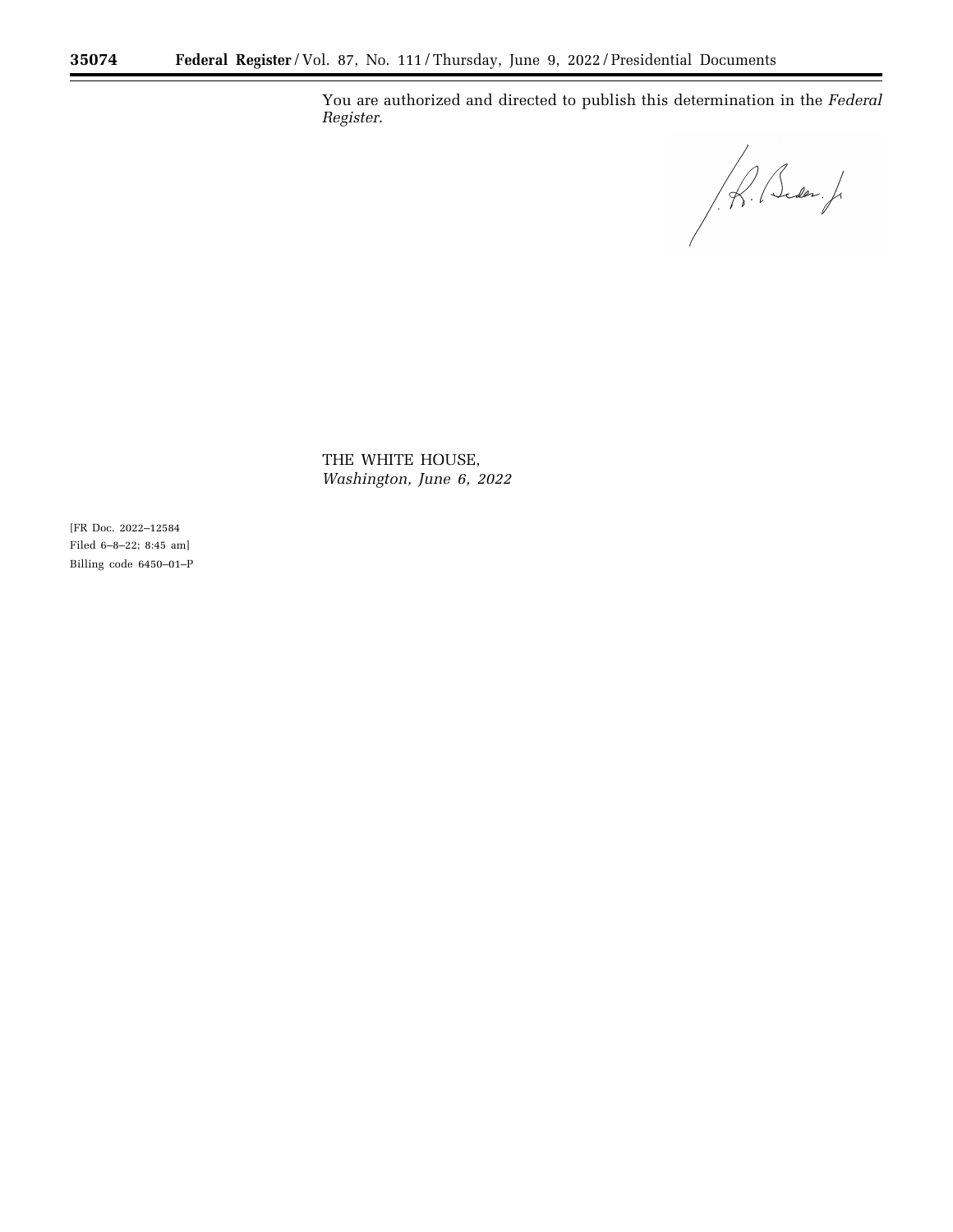You are authorized and directed to publish this determination in the *Federal Register*.

THE WHITE HOUSE,
*Washington, June 6, 2022*

[FR Doc. 2022–12584
Filed 6–8–22; 8:45 am]
Billing code 6450–01–P